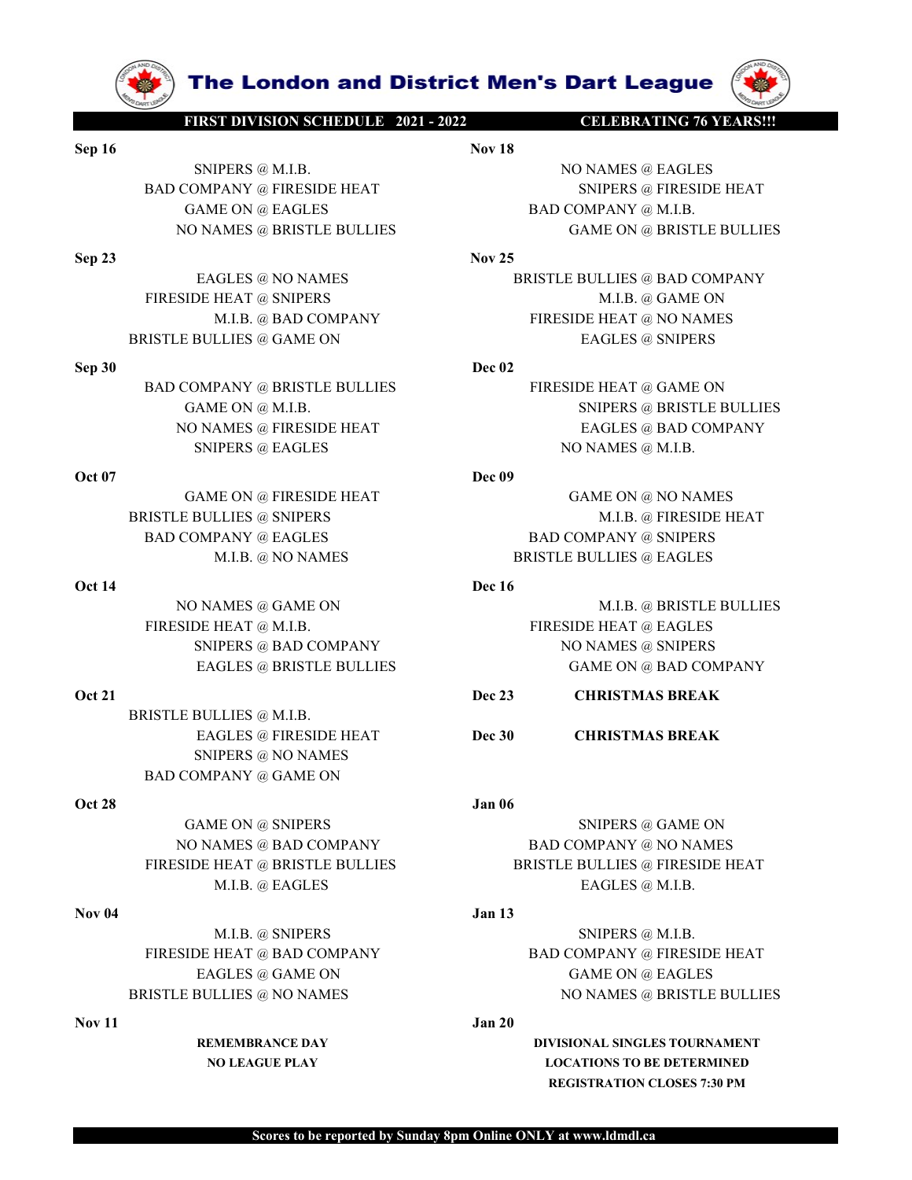# The London and District Men's Dart League

**FIRST DIVISION SCHEDULE 2021 - 2022** **CELEBRATING 76 YEARS!!!**

**Sep 16**

SNIPERS @ M.I.B.
BAD COMPANY @ FIRESIDE HEAT
GAME ON @ EAGLES
NO NAMES @ BRISTLE BULLIES

**Sep 23**

EAGLES @ NO NAMES
FIRESIDE HEAT @ SNIPERS
M.I.B. @ BAD COMPANY
BRISTLE BULLIES @ GAME ON

**Sep 30**

BAD COMPANY @ BRISTLE BULLIES
GAME ON @ M.I.B.
NO NAMES @ FIRESIDE HEAT
SNIPERS @ EAGLES

**Oct 07**

GAME ON @ FIRESIDE HEAT
BRISTLE BULLIES @ SNIPERS
BAD COMPANY @ EAGLES
M.I.B. @ NO NAMES

**Oct 14**

NO NAMES @ GAME ON
FIRESIDE HEAT @ M.I.B.
SNIPERS @ BAD COMPANY
EAGLES @ BRISTLE BULLIES

**Oct 21**

BRISTLE BULLIES @ M.I.B.
EAGLES @ FIRESIDE HEAT
SNIPERS @ NO NAMES
BAD COMPANY @ GAME ON

**Oct 28**

GAME ON @ SNIPERS
NO NAMES @ BAD COMPANY
FIRESIDE HEAT @ BRISTLE BULLIES
M.I.B. @ EAGLES

**Nov 04**

M.I.B. @ SNIPERS
FIRESIDE HEAT @ BAD COMPANY
EAGLES @ GAME ON
BRISTLE BULLIES @ NO NAMES

**Nov 11**

**REMEMBRANCE DAY**
**NO LEAGUE PLAY**

**Nov 18**

NO NAMES @ EAGLES
SNIPERS @ FIRESIDE HEAT
BAD COMPANY @ M.I.B.
GAME ON @ BRISTLE BULLIES

**Nov 25**

BRISTLE BULLIES @ BAD COMPANY
M.I.B. @ GAME ON
FIRESIDE HEAT @ NO NAMES
EAGLES @ SNIPERS

**Dec 02**

FIRESIDE HEAT @ GAME ON
SNIPERS @ BRISTLE BULLIES
EAGLES @ BAD COMPANY
NO NAMES @ M.I.B.

**Dec 09**

GAME ON @ NO NAMES
M.I.B. @ FIRESIDE HEAT
BAD COMPANY @ SNIPERS
BRISTLE BULLIES @ EAGLES

**Dec 16**

M.I.B. @ BRISTLE BULLIES
FIRESIDE HEAT @ EAGLES
NO NAMES @ SNIPERS
GAME ON @ BAD COMPANY

**Dec 23** **CHRISTMAS BREAK**

**Dec 30** **CHRISTMAS BREAK**

**Jan 06**

SNIPERS @ GAME ON
BAD COMPANY @ NO NAMES
BRISTLE BULLIES @ FIRESIDE HEAT
EAGLES @ M.I.B.

**Jan 13**

SNIPERS @ M.I.B.
BAD COMPANY @ FIRESIDE HEAT
GAME ON @ EAGLES
NO NAMES @ BRISTLE BULLIES

**Jan 20**

**DIVISIONAL SINGLES TOURNAMENT**
**LOCATIONS TO BE DETERMINED**
**REGISTRATION CLOSES 7:30 PM**

**Scores to be reported by Sunday 8pm Online ONLY at www.ldmdl.ca**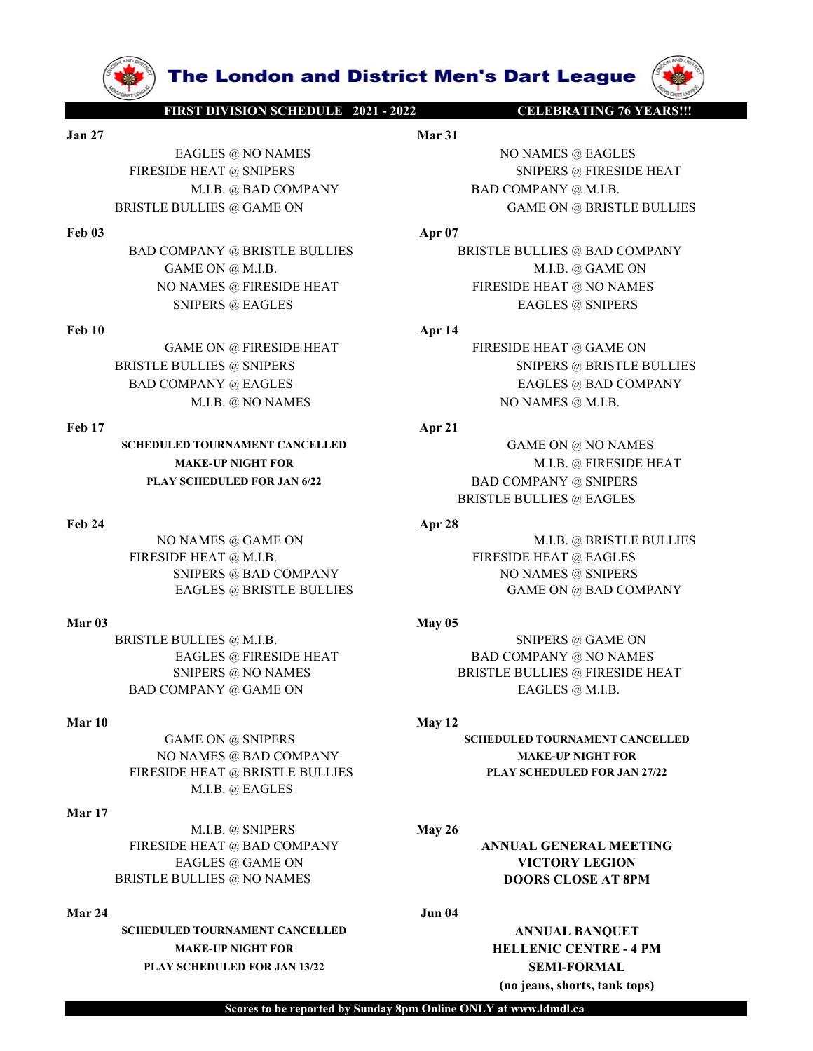# The London and District Men's Dart League

**FIRST DIVISION SCHEDULE 2021 - 2022** **CELEBRATING 76 YEARS!!!**

**Jan 27**

EAGLES @ NO NAMES
FIRESIDE HEAT @ SNIPERS
M.I.B. @ BAD COMPANY
BRISTLE BULLIES @ GAME ON

**Feb 03**

BAD COMPANY @ BRISTLE BULLIES
GAME ON @ M.I.B.
NO NAMES @ FIRESIDE HEAT
SNIPERS @ EAGLES

**Feb 10**

GAME ON @ FIRESIDE HEAT
BRISTLE BULLIES @ SNIPERS
BAD COMPANY @ EAGLES
M.I.B. @ NO NAMES

**Feb 17**

**SCHEDULED TOURNAMENT CANCELLED**
**MAKE-UP NIGHT FOR**
**PLAY SCHEDULED FOR JAN 6/22**

**Feb 24**

NO NAMES @ GAME ON
FIRESIDE HEAT @ M.I.B.
SNIPERS @ BAD COMPANY
EAGLES @ BRISTLE BULLIES

**Mar 03**

BRISTLE BULLIES @ M.I.B.
EAGLES @ FIRESIDE HEAT
SNIPERS @ NO NAMES
BAD COMPANY @ GAME ON

**Mar 10**

GAME ON @ SNIPERS
NO NAMES @ BAD COMPANY
FIRESIDE HEAT @ BRISTLE BULLIES
M.I.B. @ EAGLES

**Mar 17**

M.I.B. @ SNIPERS
FIRESIDE HEAT @ BAD COMPANY
EAGLES @ GAME ON
BRISTLE BULLIES @ NO NAMES

**Mar 24**

**SCHEDULED TOURNAMENT CANCELLED**
**MAKE-UP NIGHT FOR**
**PLAY SCHEDULED FOR JAN 13/22**

**Mar 31**

NO NAMES @ EAGLES
SNIPERS @ FIRESIDE HEAT
BAD COMPANY @ M.I.B.
GAME ON @ BRISTLE BULLIES

**Apr 07**

BRISTLE BULLIES @ BAD COMPANY
M.I.B. @ GAME ON
FIRESIDE HEAT @ NO NAMES
EAGLES @ SNIPERS

**Apr 14**

FIRESIDE HEAT @ GAME ON
SNIPERS @ BRISTLE BULLIES
EAGLES @ BAD COMPANY
NO NAMES @ M.I.B.

**Apr 21**

GAME ON @ NO NAMES
M.I.B. @ FIRESIDE HEAT
BAD COMPANY @ SNIPERS
BRISTLE BULLIES @ EAGLES

**Apr 28**

M.I.B. @ BRISTLE BULLIES
FIRESIDE HEAT @ EAGLES
NO NAMES @ SNIPERS
GAME ON @ BAD COMPANY

**May 05**

SNIPERS @ GAME ON
BAD COMPANY @ NO NAMES
BRISTLE BULLIES @ FIRESIDE HEAT
EAGLES @ M.I.B.

**May 12**

**SCHEDULED TOURNAMENT CANCELLED**
**MAKE-UP NIGHT FOR**
**PLAY SCHEDULED FOR JAN 27/22**

**May 26**

**ANNUAL GENERAL MEETING**
**VICTORY LEGION**
**DOORS CLOSE AT 8PM**

**Jun 04**

**ANNUAL BANQUET**
**HELLENIC CENTRE - 4 PM**
**SEMI-FORMAL**
**(no jeans, shorts, tank tops)**

**Scores to be reported by Sunday 8pm Online ONLY at www.ldmdl.ca**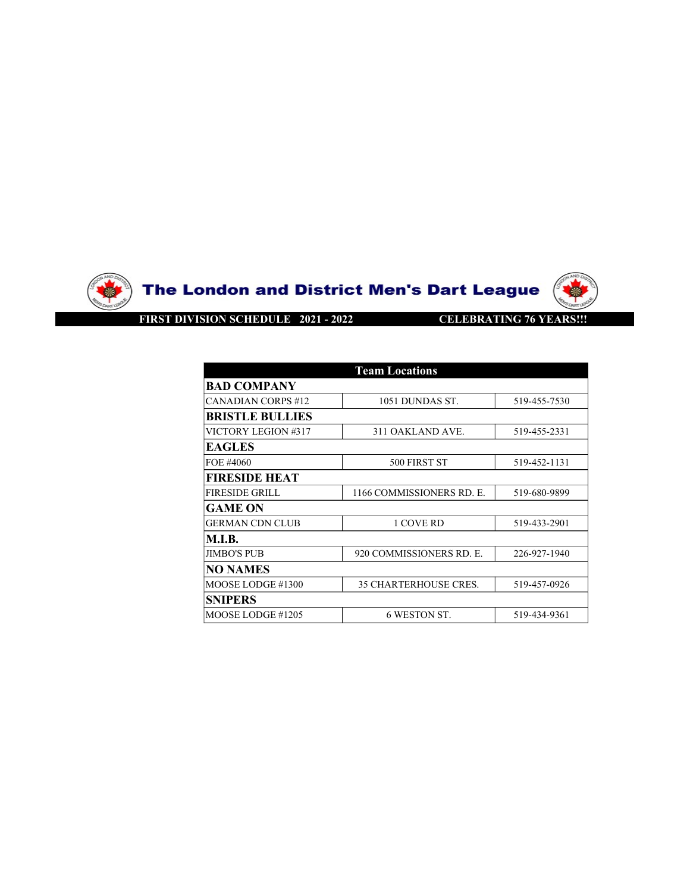# The London and District Men's Dart League

**FIRST DIVISION SCHEDULE 2021 - 2022** **CELEBRATING 76 YEARS!!!**

| Team Locations | | |
|---|---|---|
| **BAD COMPANY** | | |
| CANADIAN CORPS #12 | 1051 DUNDAS ST. | 519-455-7530 |
| **BRISTLE BULLIES** | | |
| VICTORY LEGION #317 | 311 OAKLAND AVE. | 519-455-2331 |
| **EAGLES** | | |
| FOE #4060 | 500 FIRST ST | 519-452-1131 |
| **FIRESIDE HEAT** | | |
| FIRESIDE GRILL | 1166 COMMISSIONERS RD. E. | 519-680-9899 |
| **GAME ON** | | |
| GERMAN CDN CLUB | 1 COVE RD | 519-433-2901 |
| **M.I.B.** | | |
| JIMBO'S PUB | 920 COMMISSIONERS RD. E. | 226-927-1940 |
| **NO NAMES** | | |
| MOOSE LODGE #1300 | 35 CHARTERHOUSE CRES. | 519-457-0926 |
| **SNIPERS** | | |
| MOOSE LODGE #1205 | 6 WESTON ST. | 519-434-9361 |